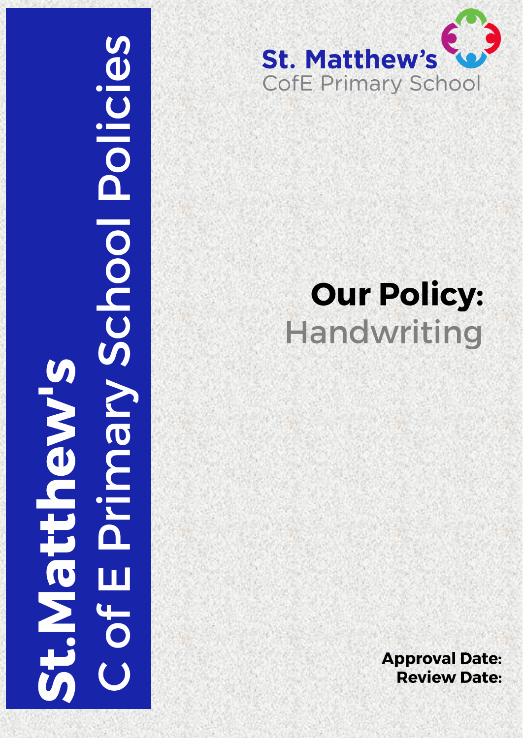St.Matthew's
C of E Primary School Policies

St. Matthew's
CofE Primary School

# Our Policy:
## Handwriting

**Approval Date:**
**Review Date:**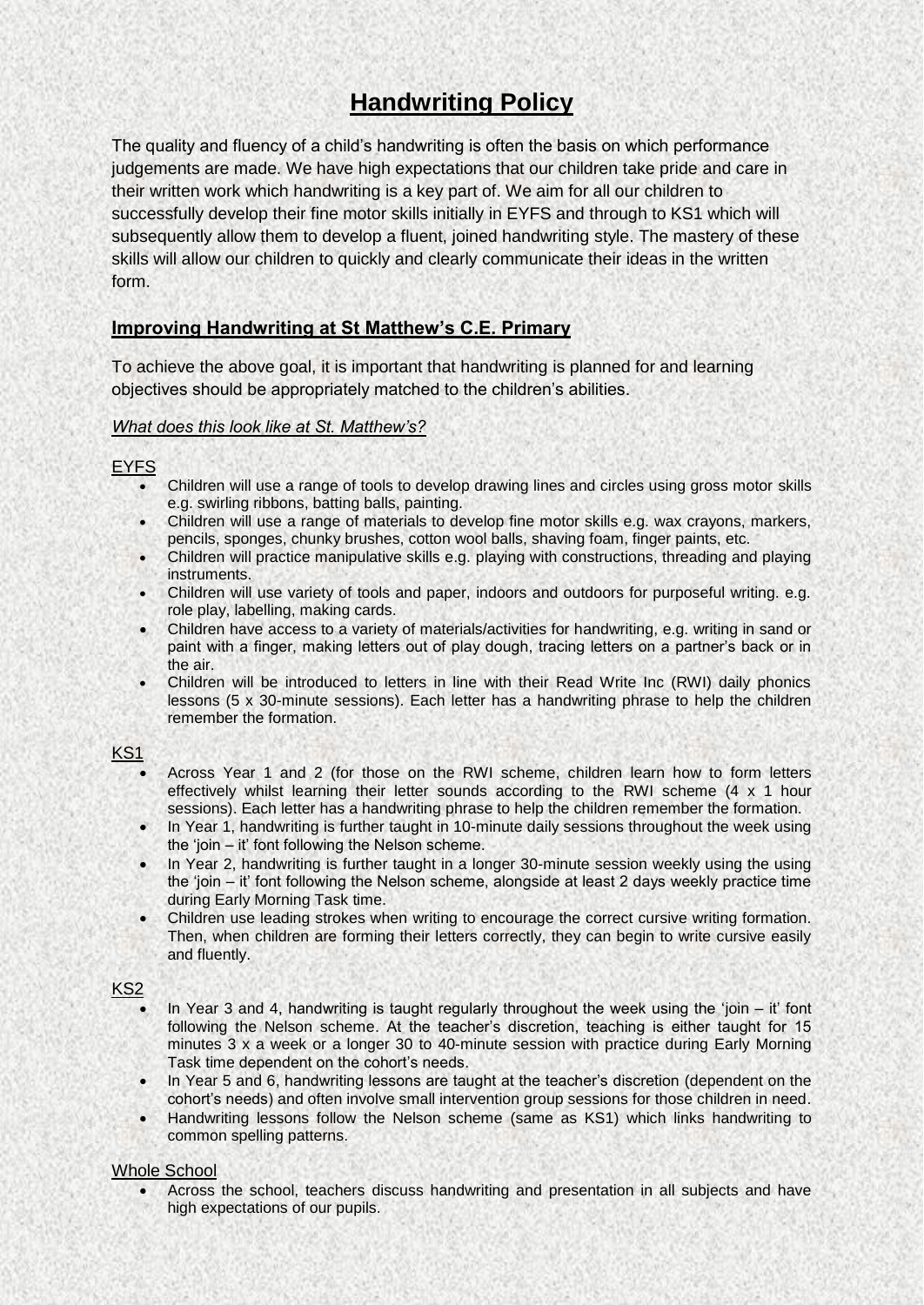# Handwriting Policy

The quality and fluency of a child's handwriting is often the basis on which performance judgements are made. We have high expectations that our children take pride and care in their written work which handwriting is a key part of. We aim for all our children to successfully develop their fine motor skills initially in EYFS and through to KS1 which will subsequently allow them to develop a fluent, joined handwriting style. The mastery of these skills will allow our children to quickly and clearly communicate their ideas in the written form.

## Improving Handwriting at St Matthew's C.E. Primary

To achieve the above goal, it is important that handwriting is planned for and learning objectives should be appropriately matched to the children's abilities.

*What does this look like at St. Matthew's?*

### EYFS

- Children will use a range of tools to develop drawing lines and circles using gross motor skills e.g. swirling ribbons, batting balls, painting.
- Children will use a range of materials to develop fine motor skills e.g. wax crayons, markers, pencils, sponges, chunky brushes, cotton wool balls, shaving foam, finger paints, etc.
- Children will practice manipulative skills e.g. playing with constructions, threading and playing instruments.
- Children will use variety of tools and paper, indoors and outdoors for purposeful writing. e.g. role play, labelling, making cards.
- Children have access to a variety of materials/activities for handwriting, e.g. writing in sand or paint with a finger, making letters out of play dough, tracing letters on a partner's back or in the air.
- Children will be introduced to letters in line with their Read Write Inc (RWI) daily phonics lessons (5 x 30-minute sessions). Each letter has a handwriting phrase to help the children remember the formation.

### KS1

- Across Year 1 and 2 (for those on the RWI scheme, children learn how to form letters effectively whilst learning their letter sounds according to the RWI scheme (4 x 1 hour sessions). Each letter has a handwriting phrase to help the children remember the formation.
- In Year 1, handwriting is further taught in 10-minute daily sessions throughout the week using the 'join – it' font following the Nelson scheme.
- In Year 2, handwriting is further taught in a longer 30-minute session weekly using the using the 'join – it' font following the Nelson scheme, alongside at least 2 days weekly practice time during Early Morning Task time.
- Children use leading strokes when writing to encourage the correct cursive writing formation. Then, when children are forming their letters correctly, they can begin to write cursive easily and fluently.

### KS2

- In Year 3 and 4, handwriting is taught regularly throughout the week using the 'join – it' font following the Nelson scheme. At the teacher's discretion, teaching is either taught for 15 minutes 3 x a week or a longer 30 to 40-minute session with practice during Early Morning Task time dependent on the cohort's needs.
- In Year 5 and 6, handwriting lessons are taught at the teacher's discretion (dependent on the cohort's needs) and often involve small intervention group sessions for those children in need.
- Handwriting lessons follow the Nelson scheme (same as KS1) which links handwriting to common spelling patterns.

### Whole School

- Across the school, teachers discuss handwriting and presentation in all subjects and have high expectations of our pupils.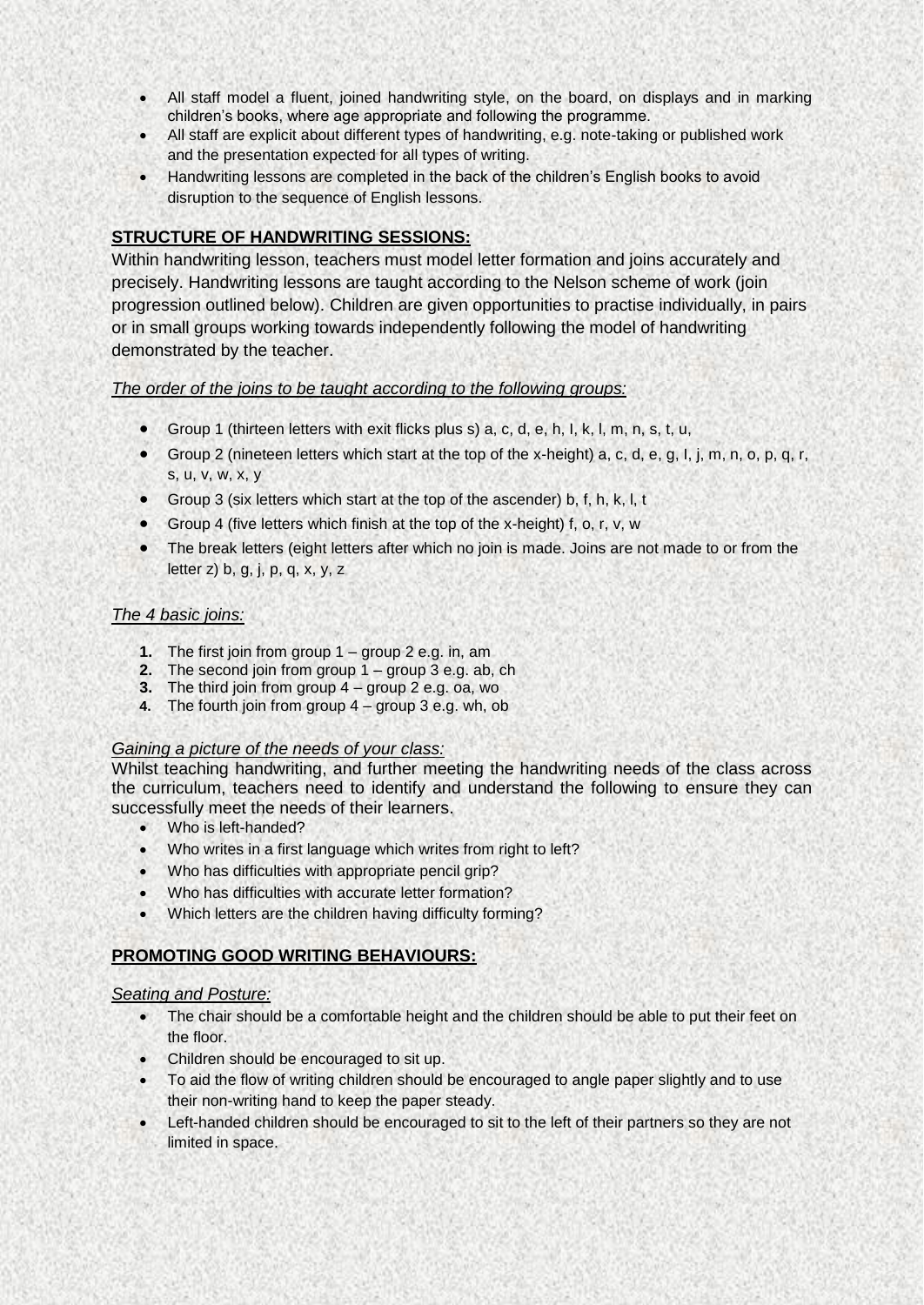- All staff model a fluent, joined handwriting style, on the board, on displays and in marking children's books, where age appropriate and following the programme.
- All staff are explicit about different types of handwriting, e.g. note-taking or published work and the presentation expected for all types of writing.
- Handwriting lessons are completed in the back of the children's English books to avoid disruption to the sequence of English lessons.

## STRUCTURE OF HANDWRITING SESSIONS:

Within handwriting lesson, teachers must model letter formation and joins accurately and precisely. Handwriting lessons are taught according to the Nelson scheme of work (join progression outlined below). Children are given opportunities to practise individually, in pairs or in small groups working towards independently following the model of handwriting demonstrated by the teacher.

*The order of the joins to be taught according to the following groups:*

- Group 1 (thirteen letters with exit flicks plus s) a, c, d, e, h, I, k, l, m, n, s, t, u,
- Group 2 (nineteen letters which start at the top of the x-height) a, c, d, e, g, I, j, m, n, o, p, q, r, s, u, v, w, x, y
- Group 3 (six letters which start at the top of the ascender) b, f, h, k, l, t
- Group 4 (five letters which finish at the top of the x-height) f, o, r, v, w
- The break letters (eight letters after which no join is made. Joins are not made to or from the letter z) b, g, j, p, q, x, y, z

*The 4 basic joins:*

1. The first join from group 1 – group 2 e.g. in, am
2. The second join from group 1 – group 3 e.g. ab, ch
3. The third join from group 4 – group 2 e.g. oa, wo
4. The fourth join from group 4 – group 3 e.g. wh, ob

*Gaining a picture of the needs of your class:*

Whilst teaching handwriting, and further meeting the handwriting needs of the class across the curriculum, teachers need to identify and understand the following to ensure they can successfully meet the needs of their learners.

- Who is left-handed?
- Who writes in a first language which writes from right to left?
- Who has difficulties with appropriate pencil grip?
- Who has difficulties with accurate letter formation?
- Which letters are the children having difficulty forming?

## PROMOTING GOOD WRITING BEHAVIOURS:

*Seating and Posture:*

- The chair should be a comfortable height and the children should be able to put their feet on the floor.
- Children should be encouraged to sit up.
- To aid the flow of writing children should be encouraged to angle paper slightly and to use their non-writing hand to keep the paper steady.
- Left-handed children should be encouraged to sit to the left of their partners so they are not limited in space.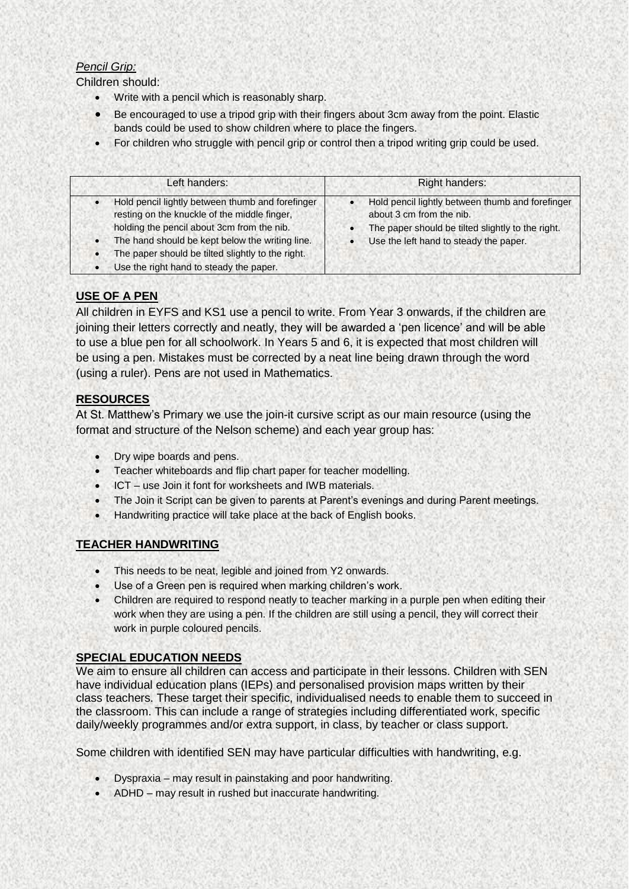*Pencil Grip:*

Children should:

- Write with a pencil which is reasonably sharp.
- Be encouraged to use a tripod grip with their fingers about 3cm away from the point. Elastic bands could be used to show children where to place the fingers.
- For children who struggle with pencil grip or control then a tripod writing grip could be used.

| Left handers: | Right handers: |
|---|---|
| • Hold pencil lightly between thumb and forefinger resting on the knuckle of the middle finger, holding the pencil about 3cm from the nib.<br>• The hand should be kept below the writing line.<br>• The paper should be tilted slightly to the right.<br>• Use the right hand to steady the paper. | • Hold pencil lightly between thumb and forefinger about 3 cm from the nib.<br>• The paper should be tilted slightly to the right.<br>• Use the left hand to steady the paper. |

## USE OF A PEN

All children in EYFS and KS1 use a pencil to write. From Year 3 onwards, if the children are joining their letters correctly and neatly, they will be awarded a 'pen licence' and will be able to use a blue pen for all schoolwork. In Years 5 and 6, it is expected that most children will be using a pen. Mistakes must be corrected by a neat line being drawn through the word (using a ruler). Pens are not used in Mathematics.

## RESOURCES

At St. Matthew's Primary we use the join-it cursive script as our main resource (using the format and structure of the Nelson scheme) and each year group has:

- Dry wipe boards and pens.
- Teacher whiteboards and flip chart paper for teacher modelling.
- ICT – use Join it font for worksheets and IWB materials.
- The Join it Script can be given to parents at Parent's evenings and during Parent meetings.
- Handwriting practice will take place at the back of English books.

## TEACHER HANDWRITING

- This needs to be neat, legible and joined from Y2 onwards.
- Use of a Green pen is required when marking children's work.
- Children are required to respond neatly to teacher marking in a purple pen when editing their work when they are using a pen. If the children are still using a pencil, they will correct their work in purple coloured pencils.

## SPECIAL EDUCATION NEEDS

We aim to ensure all children can access and participate in their lessons. Children with SEN have individual education plans (IEPs) and personalised provision maps written by their class teachers. These target their specific, individualised needs to enable them to succeed in the classroom. This can include a range of strategies including differentiated work, specific daily/weekly programmes and/or extra support, in class, by teacher or class support.

Some children with identified SEN may have particular difficulties with handwriting, e.g.

- Dyspraxia – may result in painstaking and poor handwriting.
- ADHD – may result in rushed but inaccurate handwriting.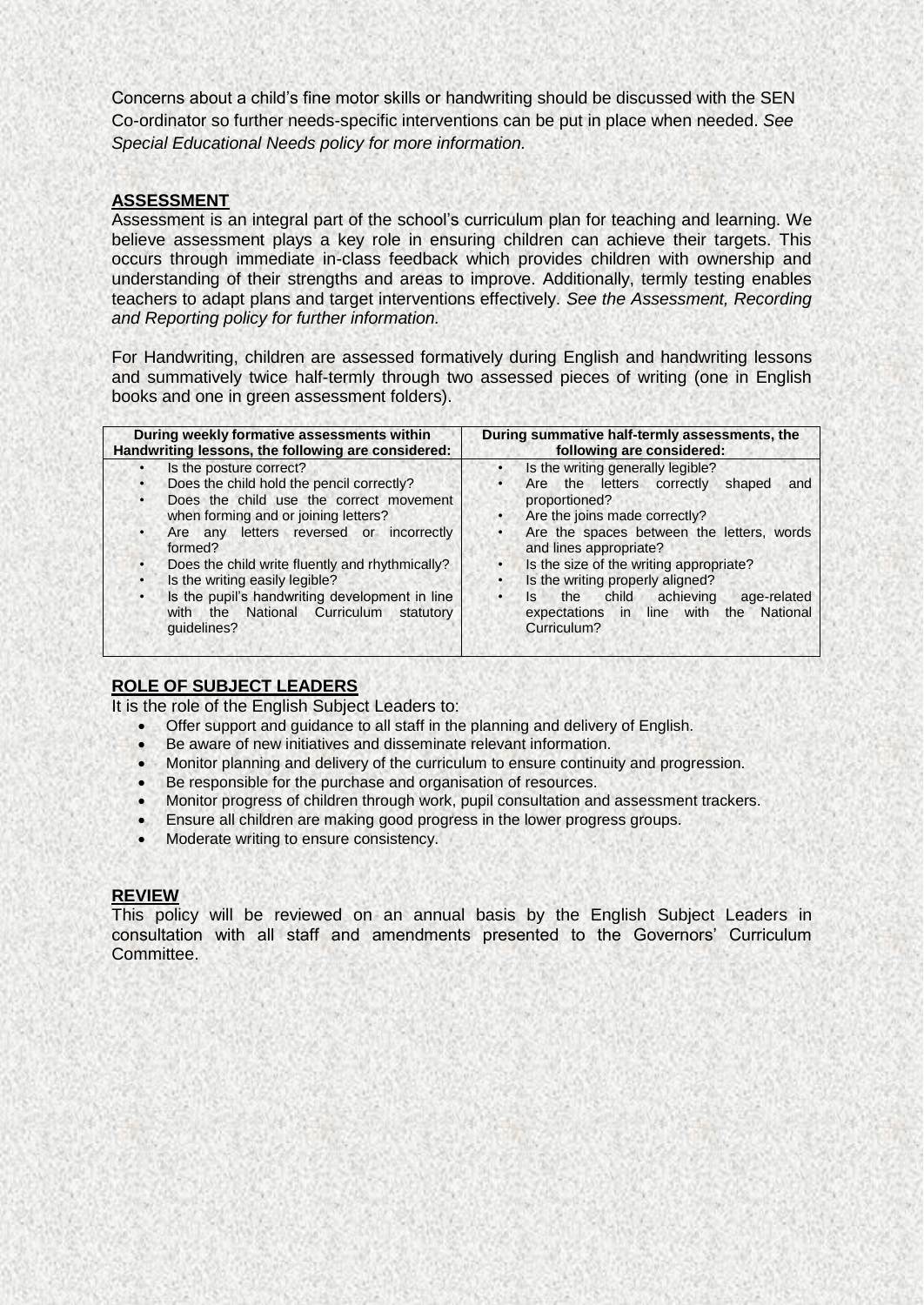Concerns about a child's fine motor skills or handwriting should be discussed with the SEN Co-ordinator so further needs-specific interventions can be put in place when needed. *See Special Educational Needs policy for more information.*

## ASSESSMENT

Assessment is an integral part of the school's curriculum plan for teaching and learning. We believe assessment plays a key role in ensuring children can achieve their targets. This occurs through immediate in-class feedback which provides children with ownership and understanding of their strengths and areas to improve. Additionally, termly testing enables teachers to adapt plans and target interventions effectively. *See the Assessment, Recording and Reporting policy for further information.*

For Handwriting, children are assessed formatively during English and handwriting lessons and summatively twice half-termly through two assessed pieces of writing (one in English books and one in green assessment folders).

| During weekly formative assessments within Handwriting lessons, the following are considered: | During summative half-termly assessments, the following are considered: |
|---|---|
| • Is the posture correct?<br>• Does the child hold the pencil correctly?<br>• Does the child use the correct movement when forming and or joining letters?<br>• Are any letters reversed or incorrectly formed?<br>• Does the child write fluently and rhythmically?<br>• Is the writing easily legible?<br>• Is the pupil's handwriting development in line with the National Curriculum statutory guidelines? | • Is the writing generally legible?<br>• Are the letters correctly shaped and proportioned?<br>• Are the joins made correctly?<br>• Are the spaces between the letters, words and lines appropriate?<br>• Is the size of the writing appropriate?<br>• Is the writing properly aligned?<br>• Is the child achieving age-related expectations in line with the National Curriculum? |

## ROLE OF SUBJECT LEADERS

It is the role of the English Subject Leaders to:

- Offer support and guidance to all staff in the planning and delivery of English.
- Be aware of new initiatives and disseminate relevant information.
- Monitor planning and delivery of the curriculum to ensure continuity and progression.
- Be responsible for the purchase and organisation of resources.
- Monitor progress of children through work, pupil consultation and assessment trackers.
- Ensure all children are making good progress in the lower progress groups.
- Moderate writing to ensure consistency.

## REVIEW

This policy will be reviewed on an annual basis by the English Subject Leaders in consultation with all staff and amendments presented to the Governors' Curriculum Committee.